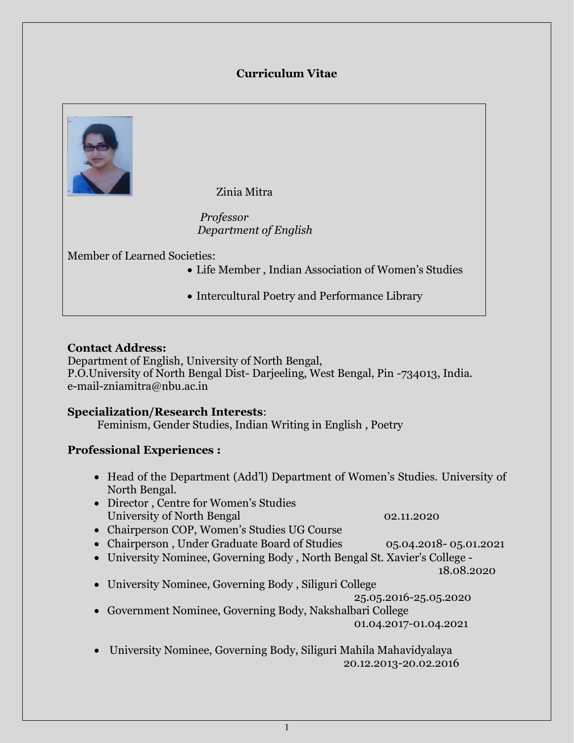# Curriculum Vitae

Zinia Mitra

*Professor*
*Department of English*

Member of Learned Societies:

- Life Member , Indian Association of Women's Studies
- Intercultural Poetry and Performance Library

**Contact Address:**
Department of English, University of North Bengal,
P.O.University of North Bengal Dist- Darjeeling, West Bengal, Pin -734013, India.
e-mail-zniamitra@nbu.ac.in

**Specialization/Research Interests**:
Feminism, Gender Studies, Indian Writing in English , Poetry

**Professional Experiences :**

- Head of the Department (Add'l) Department of Women's Studies. University of North Bengal.
- Director , Centre for Women's Studies University of North Bengal 02.11.2020
- Chairperson COP, Women's Studies UG Course
- Chairperson , Under Graduate Board of Studies 05.04.2018- 05.01.2021
- University Nominee, Governing Body , North Bengal St. Xavier's College - 18.08.2020
- University Nominee, Governing Body , Siliguri College 25.05.2016-25.05.2020
- Government Nominee, Governing Body, Nakshalbari College 01.04.2017-01.04.2021
- University Nominee, Governing Body, Siliguri Mahila Mahavidyalaya 20.12.2013-20.02.2016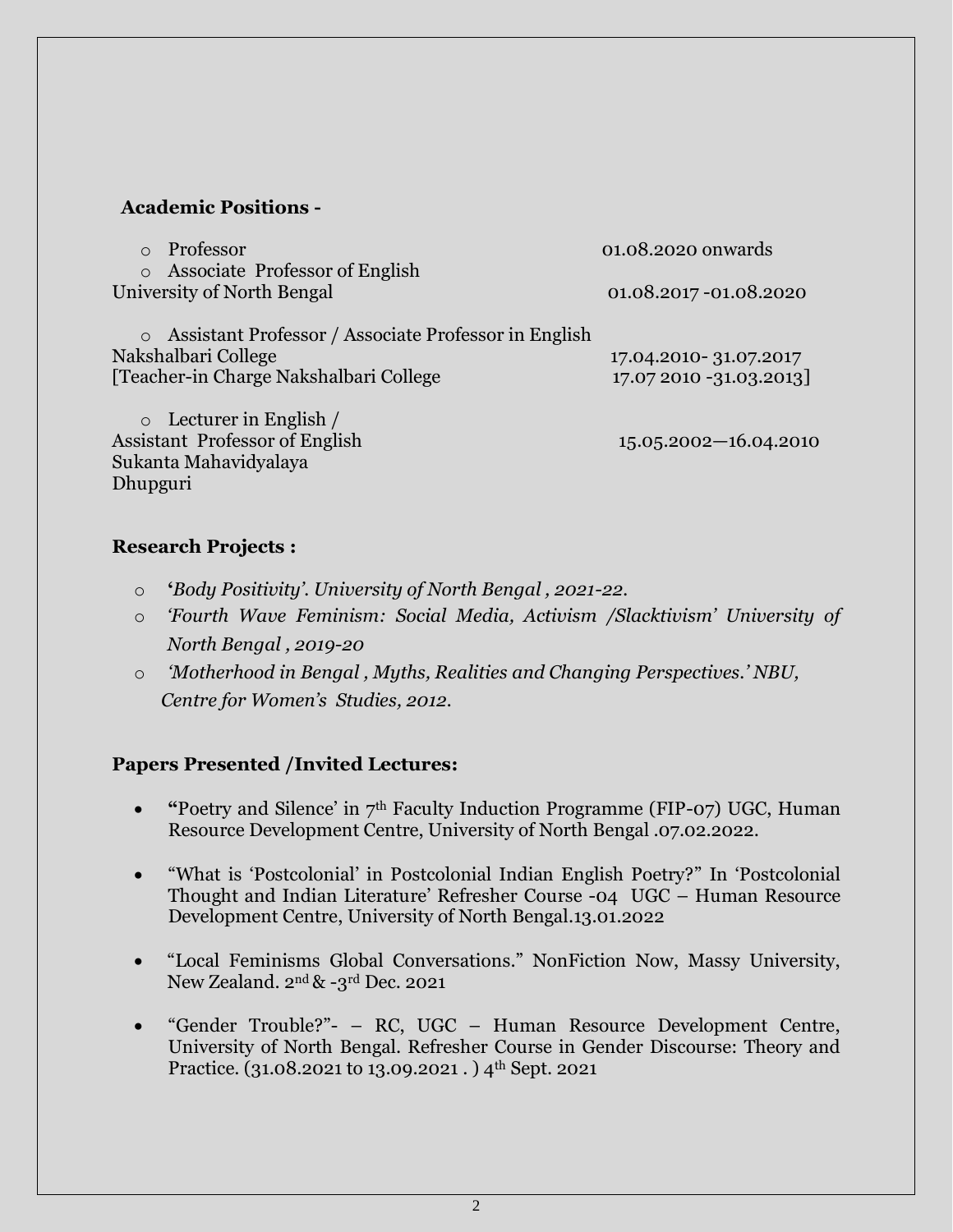**Academic Positions -**

- Professor 01.08.2020 onwards
- Associate Professor of English
  University of North Bengal 01.08.2017 -01.08.2020

- Assistant Professor / Associate Professor in English
  Nakshalbari College 17.04.2010- 31.07.2017
  [Teacher-in Charge Nakshalbari College 17.07 2010 -31.03.2013]

- Lecturer in English /
  Assistant Professor of English 15.05.2002—16.04.2010
  Sukanta Mahavidyalaya
  Dhupguri

**Research Projects :**

- '*Body Positivity'. University of North Bengal , 2021-22.*
- *'Fourth Wave Feminism: Social Media, Activism /Slacktivism' University of North Bengal , 2019-20*
- *'Motherhood in Bengal , Myths, Realities and Changing Perspectives.' NBU, Centre for Women's Studies, 2012.*

**Papers Presented /Invited Lectures:**

- **"**Poetry and Silence' in 7th Faculty Induction Programme (FIP-07) UGC, Human Resource Development Centre, University of North Bengal .07.02.2022.

- "What is 'Postcolonial' in Postcolonial Indian English Poetry?" In 'Postcolonial Thought and Indian Literature' Refresher Course -04 UGC – Human Resource Development Centre, University of North Bengal.13.01.2022

- "Local Feminisms Global Conversations." NonFiction Now, Massy University, New Zealand. 2nd & -3rd Dec. 2021

- "Gender Trouble?"- – RC, UGC – Human Resource Development Centre, University of North Bengal. Refresher Course in Gender Discourse: Theory and Practice. (31.08.2021 to 13.09.2021 . ) 4th Sept. 2021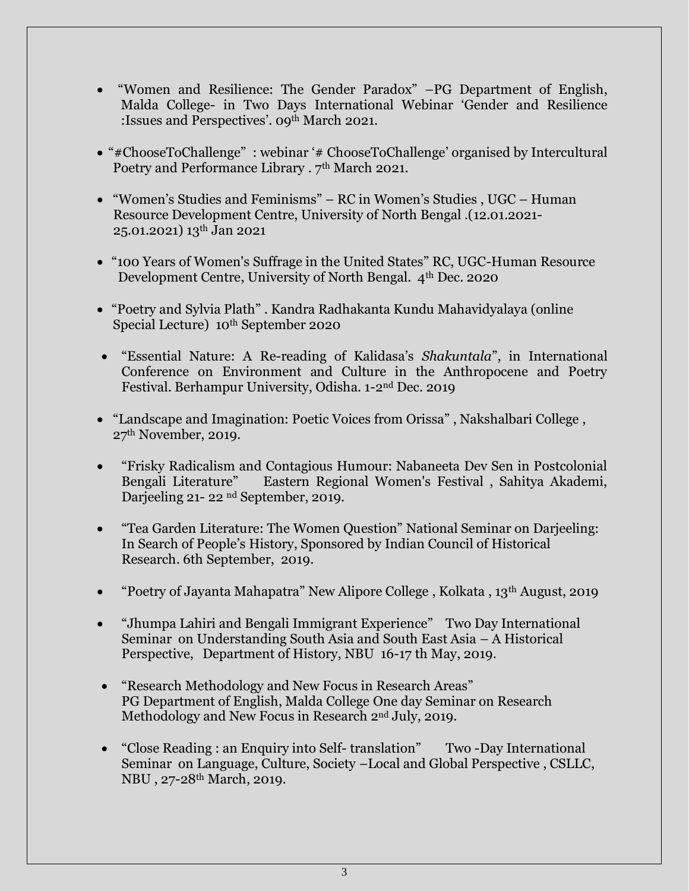- "Women and Resilience: The Gender Paradox" –PG Department of English, Malda College- in Two Days International Webinar 'Gender and Resilience :Issues and Perspectives'. 09th March 2021.
- "#ChooseToChallenge" : webinar '# ChooseToChallenge' organised by Intercultural Poetry and Performance Library . 7th March 2021.
- "Women's Studies and Feminisms" – RC in Women's Studies , UGC – Human Resource Development Centre, University of North Bengal .(12.01.2021-25.01.2021) 13th Jan 2021
- "100 Years of Women's Suffrage in the United States" RC, UGC-Human Resource Development Centre, University of North Bengal. 4th Dec. 2020
- "Poetry and Sylvia Plath" . Kandra Radhakanta Kundu Mahavidyalaya (online Special Lecture) 10th September 2020
- "Essential Nature: A Re-reading of Kalidasa's *Shakuntala*", in International Conference on Environment and Culture in the Anthropocene and Poetry Festival. Berhampur University, Odisha. 1-2nd Dec. 2019
- "Landscape and Imagination: Poetic Voices from Orissa" , Nakshalbari College , 27th November, 2019.
- "Frisky Radicalism and Contagious Humour: Nabaneeta Dev Sen in Postcolonial Bengali Literature" Eastern Regional Women's Festival , Sahitya Akademi, Darjeeling 21- 22 nd September, 2019.
- "Tea Garden Literature: The Women Question" National Seminar on Darjeeling: In Search of People's History, Sponsored by Indian Council of Historical Research. 6th September, 2019.
- "Poetry of Jayanta Mahapatra" New Alipore College , Kolkata , 13th August, 2019
- "Jhumpa Lahiri and Bengali Immigrant Experience" Two Day International Seminar on Understanding South Asia and South East Asia – A Historical Perspective, Department of History, NBU 16-17 th May, 2019.
- "Research Methodology and New Focus in Research Areas" PG Department of English, Malda College One day Seminar on Research Methodology and New Focus in Research 2nd July, 2019.
- "Close Reading : an Enquiry into Self- translation" Two -Day International Seminar on Language, Culture, Society –Local and Global Perspective , CSLLC, NBU , 27-28th March, 2019.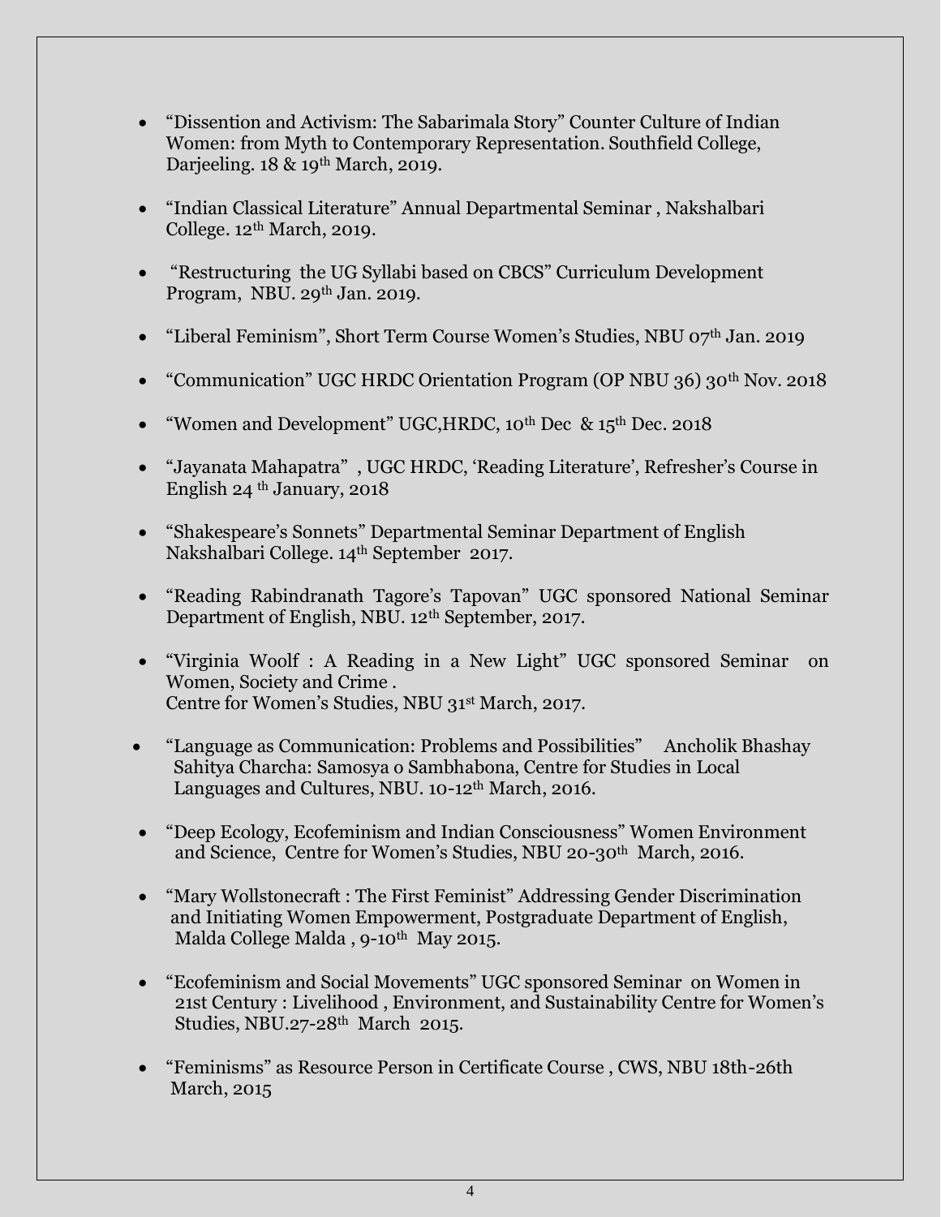- "Dissention and Activism: The Sabarimala Story" Counter Culture of Indian Women: from Myth to Contemporary Representation. Southfield College, Darjeeling. 18 & 19th March, 2019.

- "Indian Classical Literature" Annual Departmental Seminar , Nakshalbari College. 12th March, 2019.

- "Restructuring the UG Syllabi based on CBCS" Curriculum Development Program, NBU. 29th Jan. 2019.

- "Liberal Feminism", Short Term Course Women's Studies, NBU 07th Jan. 2019

- "Communication" UGC HRDC Orientation Program (OP NBU 36) 30th Nov. 2018

- "Women and Development" UGC,HRDC, 10th Dec & 15th Dec. 2018

- "Jayanata Mahapatra" , UGC HRDC, 'Reading Literature', Refresher's Course in English 24 th January, 2018

- "Shakespeare's Sonnets" Departmental Seminar Department of English Nakshalbari College. 14th September 2017.

- "Reading Rabindranath Tagore's Tapovan" UGC sponsored National Seminar Department of English, NBU. 12th September, 2017.

- "Virginia Woolf : A Reading in a New Light" UGC sponsored Seminar on Women, Society and Crime . Centre for Women's Studies, NBU 31st March, 2017.

- "Language as Communication: Problems and Possibilities" Ancholik Bhashay Sahitya Charcha: Samosya o Sambhabona, Centre for Studies in Local Languages and Cultures, NBU. 10-12th March, 2016.

- "Deep Ecology, Ecofeminism and Indian Consciousness" Women Environment and Science, Centre for Women's Studies, NBU 20-30th March, 2016.

- "Mary Wollstonecraft : The First Feminist" Addressing Gender Discrimination and Initiating Women Empowerment, Postgraduate Department of English, Malda College Malda , 9-10th May 2015.

- "Ecofeminism and Social Movements" UGC sponsored Seminar on Women in 21st Century : Livelihood , Environment, and Sustainability Centre for Women's Studies, NBU.27-28th March 2015.

- "Feminisms" as Resource Person in Certificate Course , CWS, NBU 18th-26th March, 2015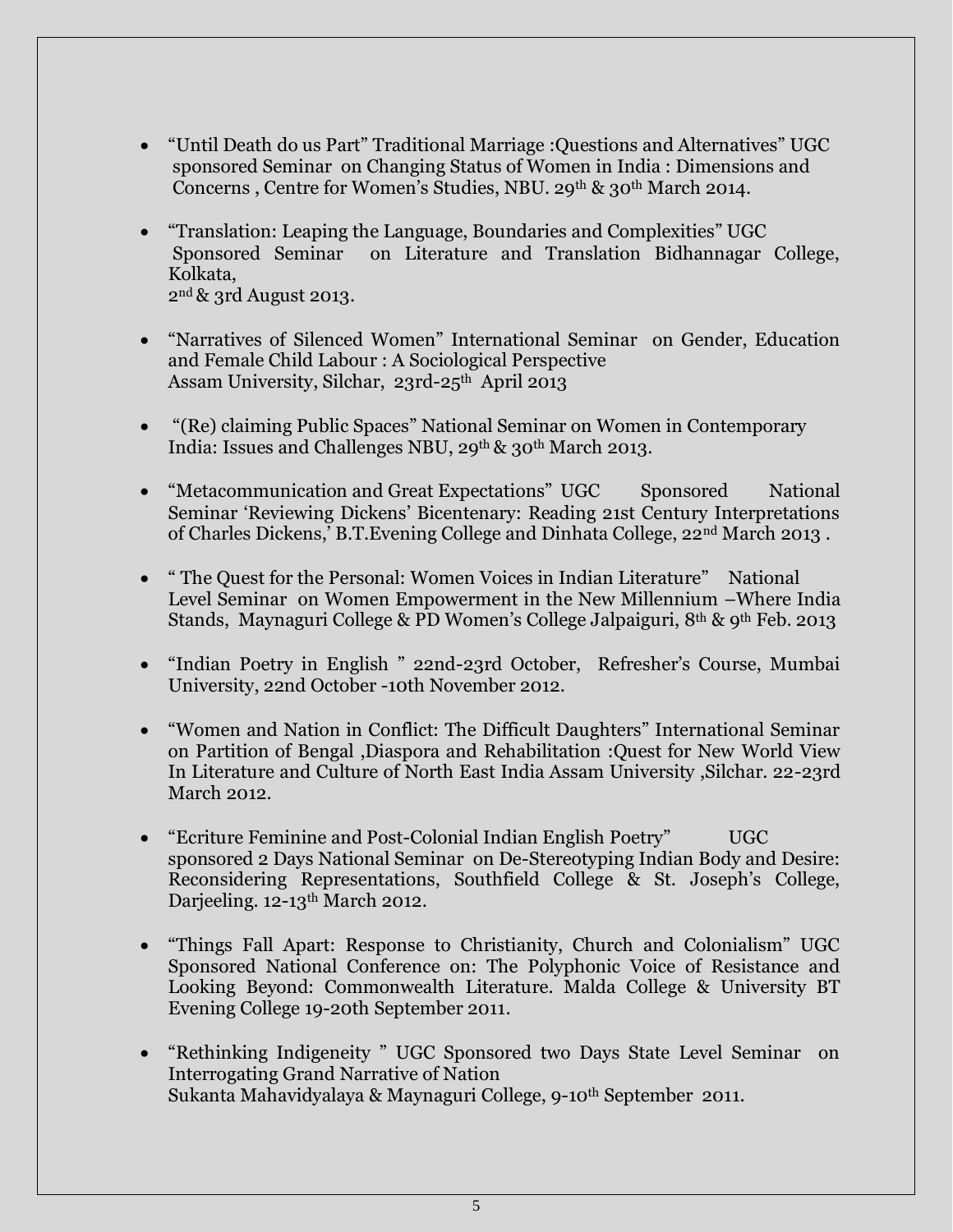- "Until Death do us Part" Traditional Marriage :Questions and Alternatives" UGC sponsored Seminar on Changing Status of Women in India : Dimensions and Concerns , Centre for Women's Studies, NBU. 29th & 30th March 2014.

- "Translation: Leaping the Language, Boundaries and Complexities" UGC Sponsored Seminar on Literature and Translation Bidhannagar College, Kolkata,
  2nd & 3rd August 2013.

- "Narratives of Silenced Women" International Seminar on Gender, Education and Female Child Labour : A Sociological Perspective
  Assam University, Silchar, 23rd-25th April 2013

- "(Re) claiming Public Spaces" National Seminar on Women in Contemporary India: Issues and Challenges NBU, 29th & 30th March 2013.

- "Metacommunication and Great Expectations" UGC Sponsored National Seminar 'Reviewing Dickens' Bicentenary: Reading 21st Century Interpretations of Charles Dickens,' B.T.Evening College and Dinhata College, 22nd March 2013 .

- " The Quest for the Personal: Women Voices in Indian Literature" National Level Seminar on Women Empowerment in the New Millennium –Where India Stands, Maynaguri College & PD Women's College Jalpaiguri, 8th & 9th Feb. 2013

- "Indian Poetry in English " 22nd-23rd October, Refresher's Course, Mumbai University, 22nd October -10th November 2012.

- "Women and Nation in Conflict: The Difficult Daughters" International Seminar on Partition of Bengal ,Diaspora and Rehabilitation :Quest for New World View In Literature and Culture of North East India Assam University ,Silchar. 22-23rd March 2012.

- "Ecriture Feminine and Post-Colonial Indian English Poetry" UGC sponsored 2 Days National Seminar on De-Stereotyping Indian Body and Desire: Reconsidering Representations, Southfield College & St. Joseph's College, Darjeeling. 12-13th March 2012.

- "Things Fall Apart: Response to Christianity, Church and Colonialism" UGC Sponsored National Conference on: The Polyphonic Voice of Resistance and Looking Beyond: Commonwealth Literature. Malda College & University BT Evening College 19-20th September 2011.

- "Rethinking Indigeneity " UGC Sponsored two Days State Level Seminar on Interrogating Grand Narrative of Nation
  Sukanta Mahavidyalaya & Maynaguri College, 9-10th September 2011.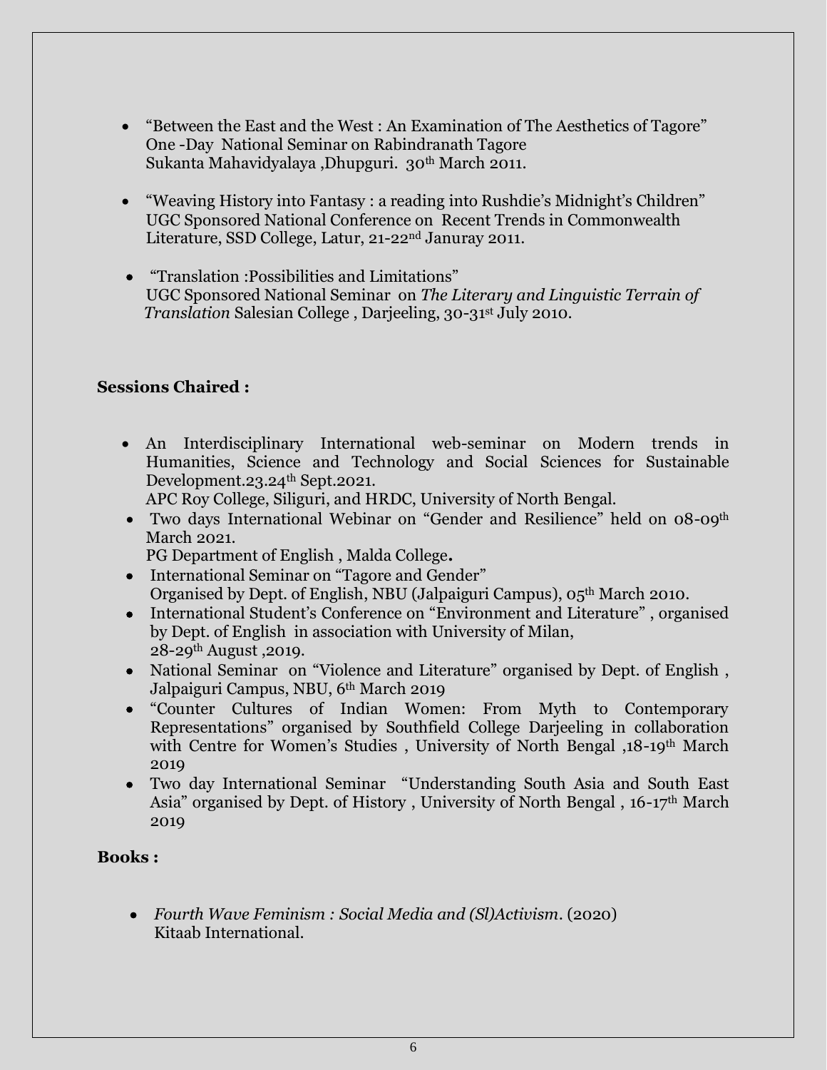- "Between the East and the West : An Examination of The Aesthetics of Tagore"
  One -Day National Seminar on Rabindranath Tagore
  Sukanta Mahavidyalaya ,Dhupguri. 30th March 2011.

- "Weaving History into Fantasy : a reading into Rushdie's Midnight's Children"
  UGC Sponsored National Conference on Recent Trends in Commonwealth Literature, SSD College, Latur, 21-22nd Januray 2011.

- "Translation :Possibilities and Limitations"
  UGC Sponsored National Seminar on *The Literary and Linguistic Terrain of Translation* Salesian College , Darjeeling, 30-31st July 2010.

**Sessions Chaired :**

- An Interdisciplinary International web-seminar on Modern trends in Humanities, Science and Technology and Social Sciences for Sustainable Development.23.24th Sept.2021.
  APC Roy College, Siliguri, and HRDC, University of North Bengal.
- Two days International Webinar on "Gender and Resilience" held on 08-09th March 2021.
  PG Department of English , Malda College**.**
- International Seminar on "Tagore and Gender"
  Organised by Dept. of English, NBU (Jalpaiguri Campus), 05th March 2010.
- International Student's Conference on "Environment and Literature" , organised by Dept. of English in association with University of Milan,
  28-29th August ,2019.
- National Seminar on "Violence and Literature" organised by Dept. of English , Jalpaiguri Campus, NBU, 6th March 2019
- "Counter Cultures of Indian Women: From Myth to Contemporary Representations" organised by Southfield College Darjeeling in collaboration with Centre for Women's Studies , University of North Bengal ,18-19th March 2019
- Two day International Seminar "Understanding South Asia and South East Asia" organised by Dept. of History , University of North Bengal , 16-17th March 2019

**Books :**

- *Fourth Wave Feminism : Social Media and (Sl)Activism*. (2020)
  Kitaab International.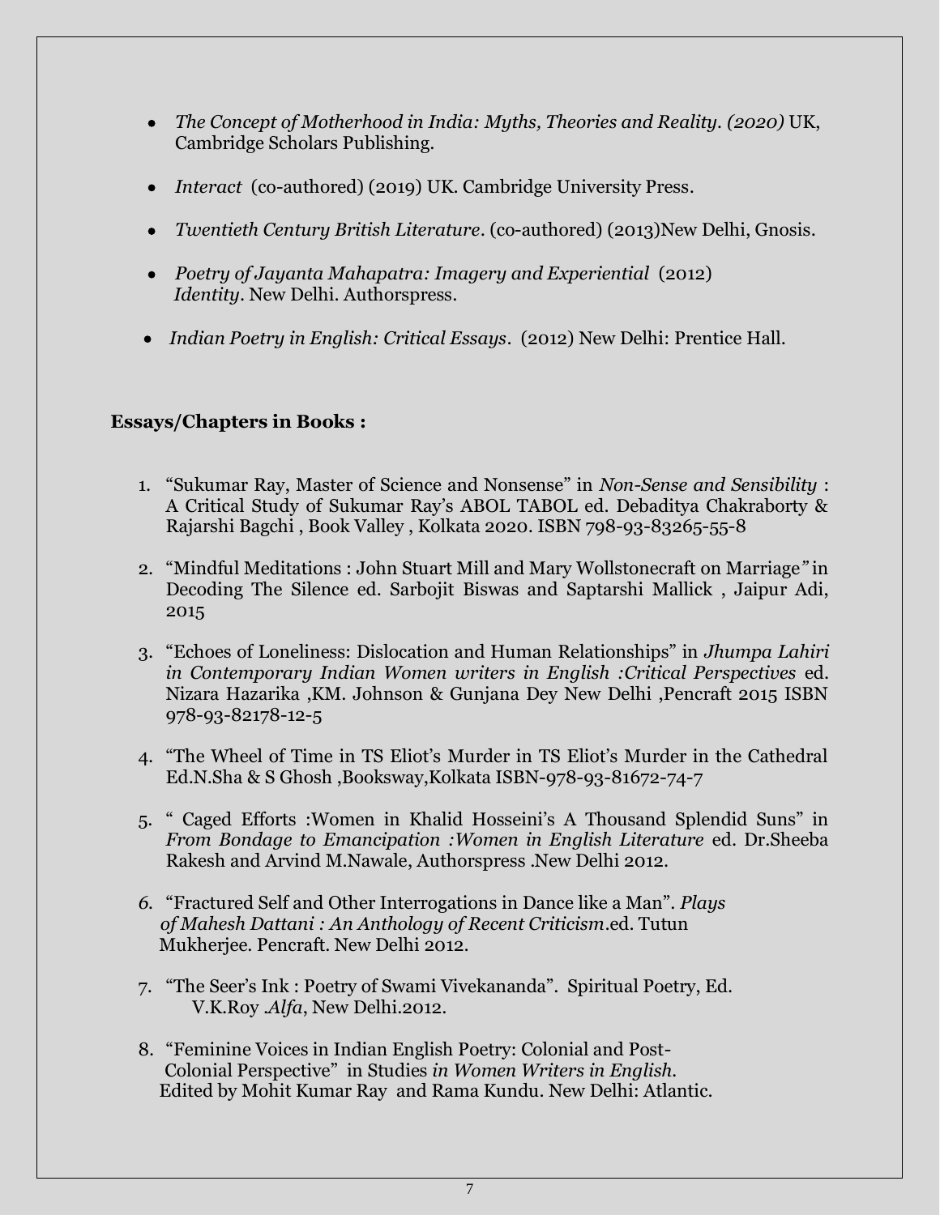- *The Concept of Motherhood in India: Myths, Theories and Reality. (2020)* UK, Cambridge Scholars Publishing.

- *Interact* (co-authored) (2019) UK. Cambridge University Press.

- *Twentieth Century British Literature*. (co-authored) (2013)New Delhi, Gnosis.

- *Poetry of Jayanta Mahapatra: Imagery and Experiential* (2012) *Identity*. New Delhi. Authorspress.

- *Indian Poetry in English: Critical Essays*. (2012) New Delhi: Prentice Hall.

**Essays/Chapters in Books :**

1. "Sukumar Ray, Master of Science and Nonsense" in *Non-Sense and Sensibility* : A Critical Study of Sukumar Ray's ABOL TABOL ed. Debaditya Chakraborty & Rajarshi Bagchi , Book Valley , Kolkata 2020. ISBN 798-93-83265-55-8

2. "Mindful Meditations : John Stuart Mill and Mary Wollstonecraft on Marriage*"* in Decoding The Silence ed. Sarbojit Biswas and Saptarshi Mallick , Jaipur Adi, 2015

3. "Echoes of Loneliness: Dislocation and Human Relationships" in *Jhumpa Lahiri in Contemporary Indian Women writers in English :Critical Perspectives* ed. Nizara Hazarika ,KM. Johnson & Gunjana Dey New Delhi ,Pencraft 2015 ISBN 978-93-82178-12-5

4. "The Wheel of Time in TS Eliot's Murder in TS Eliot's Murder in the Cathedral Ed.N.Sha & S Ghosh ,Booksway,Kolkata ISBN-978-93-81672-74-7

5. " Caged Efforts :Women in Khalid Hosseini's A Thousand Splendid Suns" in *From Bondage to Emancipation :Women in English Literature* ed. Dr.Sheeba Rakesh and Arvind M.Nawale, Authorspress .New Delhi 2012.

6. "Fractured Self and Other Interrogations in Dance like a Man". *Plays of Mahesh Dattani : An Anthology of Recent Criticism*.ed. Tutun Mukherjee. Pencraft. New Delhi 2012.

7. "The Seer's Ink : Poetry of Swami Vivekananda". Spiritual Poetry, Ed. V.K.Roy .*Alfa*, New Delhi.2012.

8. "Feminine Voices in Indian English Poetry: Colonial and Post-Colonial Perspective" in Studies *in Women Writers in English.* Edited by Mohit Kumar Ray and Rama Kundu. New Delhi: Atlantic.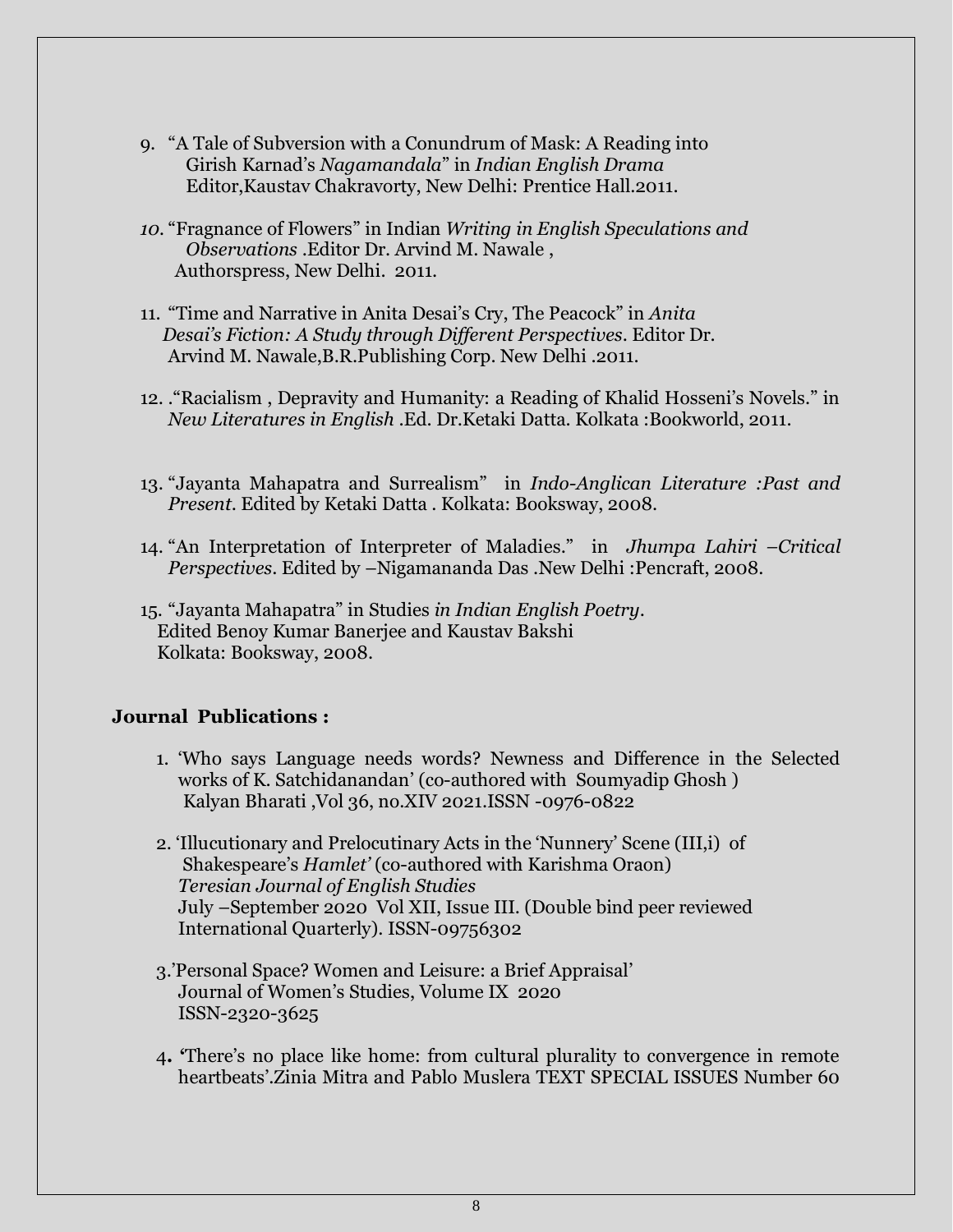9. "A Tale of Subversion with a Conundrum of Mask: A Reading into Girish Karnad's *Nagamandala*" in *Indian English Drama* Editor,Kaustav Chakravorty, New Delhi: Prentice Hall.2011.

10. "Fragnance of Flowers" in Indian *Writing in English Speculations and Observations* .Editor Dr. Arvind M. Nawale , Authorspress, New Delhi. 2011.

11. "Time and Narrative in Anita Desai's Cry, The Peacock" in *Anita Desai's Fiction: A Study through Different Perspectives*. Editor Dr. Arvind M. Nawale,B.R.Publishing Corp. New Delhi .2011.

12. ."Racialism , Depravity and Humanity: a Reading of Khalid Hosseni's Novels." in *New Literatures in English* .Ed. Dr.Ketaki Datta. Kolkata :Bookworld, 2011.

13. "Jayanta Mahapatra and Surrealism" in *Indo-Anglican Literature :Past and Present*. Edited by Ketaki Datta . Kolkata: Booksway, 2008.

14. "An Interpretation of Interpreter of Maladies." in *Jhumpa Lahiri –Critical Perspectives*. Edited by –Nigamananda Das .New Delhi :Pencraft, 2008.

15. "Jayanta Mahapatra" in Studies *in Indian English Poetry*. Edited Benoy Kumar Banerjee and Kaustav Bakshi Kolkata: Booksway, 2008.

**Journal Publications :**

1. 'Who says Language needs words? Newness and Difference in the Selected works of K. Satchidanandan' (co-authored with Soumyadip Ghosh ) Kalyan Bharati ,Vol 36, no.XIV 2021.ISSN -0976-0822

2. 'Illucutionary and Prelocutinary Acts in the 'Nunnery' Scene (III,i) of Shakespeare's *Hamlet'* (co-authored with Karishma Oraon) *Teresian Journal of English Studies* July –September 2020 Vol XII, Issue III. (Double bind peer reviewed International Quarterly). ISSN-09756302

3. 'Personal Space? Women and Leisure: a Brief Appraisal' Journal of Women's Studies, Volume IX 2020 ISSN-2320-3625

4. **'**There's no place like home: from cultural plurality to convergence in remote heartbeats'.Zinia Mitra and Pablo Muslera TEXT SPECIAL ISSUES Number 60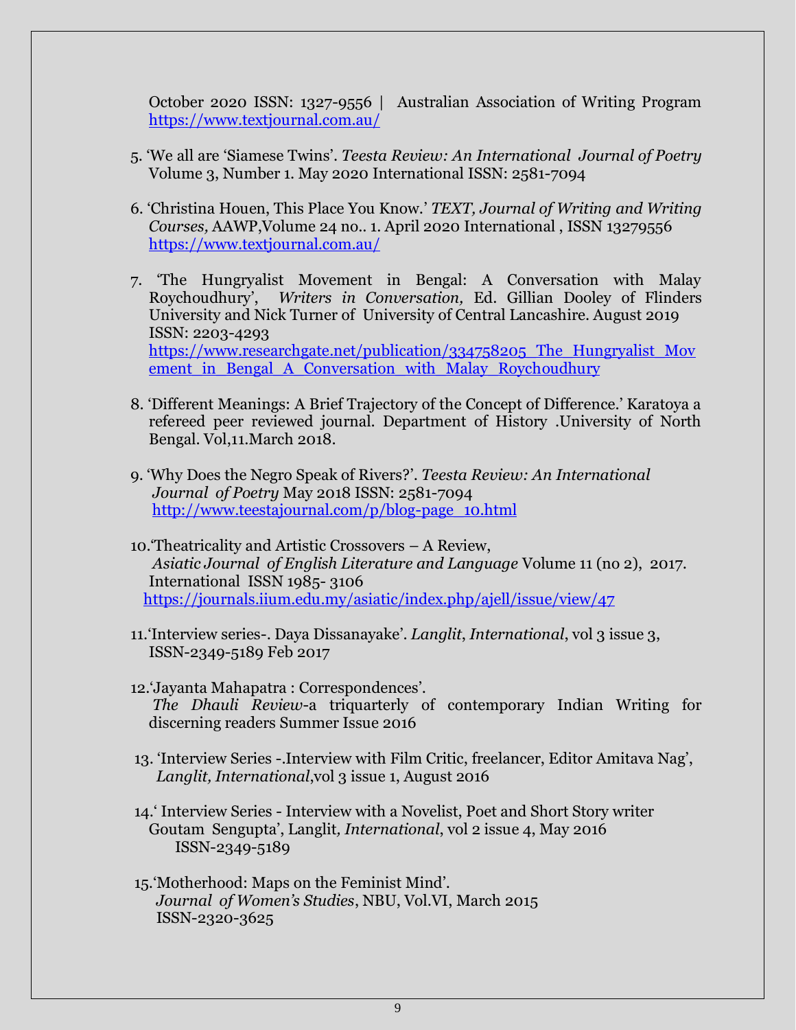October 2020 ISSN: 1327-9556 | Australian Association of Writing Program https://www.textjournal.com.au/

5. 'We all are 'Siamese Twins'. *Teesta Review: An International Journal of Poetry* Volume 3, Number 1. May 2020 International ISSN: 2581-7094

6. 'Christina Houen, This Place You Know.' *TEXT, Journal of Writing and Writing Courses,* AAWP,Volume 24 no.. 1. April 2020 International , ISSN 13279556 https://www.textjournal.com.au/

7. 'The Hungryalist Movement in Bengal: A Conversation with Malay Roychoudhury', *Writers in Conversation,* Ed. Gillian Dooley of Flinders University and Nick Turner of University of Central Lancashire. August 2019 ISSN: 2203-4293 https://www.researchgate.net/publication/334758205_The_Hungryalist_Movement_in_Bengal_A_Conversation_with_Malay_Roychoudhury

8. 'Different Meanings: A Brief Trajectory of the Concept of Difference.' Karatoya a refereed peer reviewed journal. Department of History .University of North Bengal. Vol,11.March 2018.

9. 'Why Does the Negro Speak of Rivers?'. *Teesta Review: An International Journal of Poetry* May 2018 ISSN: 2581-7094 http://www.teestajournal.com/p/blog-page_10.html

10. 'Theatricality and Artistic Crossovers – A Review, *Asiatic Journal of English Literature and Language* Volume 11 (no 2), 2017. International ISSN 1985- 3106 https://journals.iium.edu.my/asiatic/index.php/ajell/issue/view/47

11. 'Interview series-. Daya Dissanayake'. *Langlit*, *International*, vol 3 issue 3, ISSN-2349-5189 Feb 2017

12. 'Jayanta Mahapatra : Correspondences'. *The Dhauli Review*-a triquarterly of contemporary Indian Writing for discerning readers Summer Issue 2016

13. 'Interview Series -.Interview with Film Critic, freelancer, Editor Amitava Nag', *Langlit, International*,vol 3 issue 1, August 2016

14. ' Interview Series - Interview with a Novelist, Poet and Short Story writer Goutam Sengupta', Langlit*, International*, vol 2 issue 4, May 2016 ISSN-2349-5189

15. 'Motherhood: Maps on the Feminist Mind'. *Journal of Women's Studies*, NBU, Vol.VI, March 2015 ISSN-2320-3625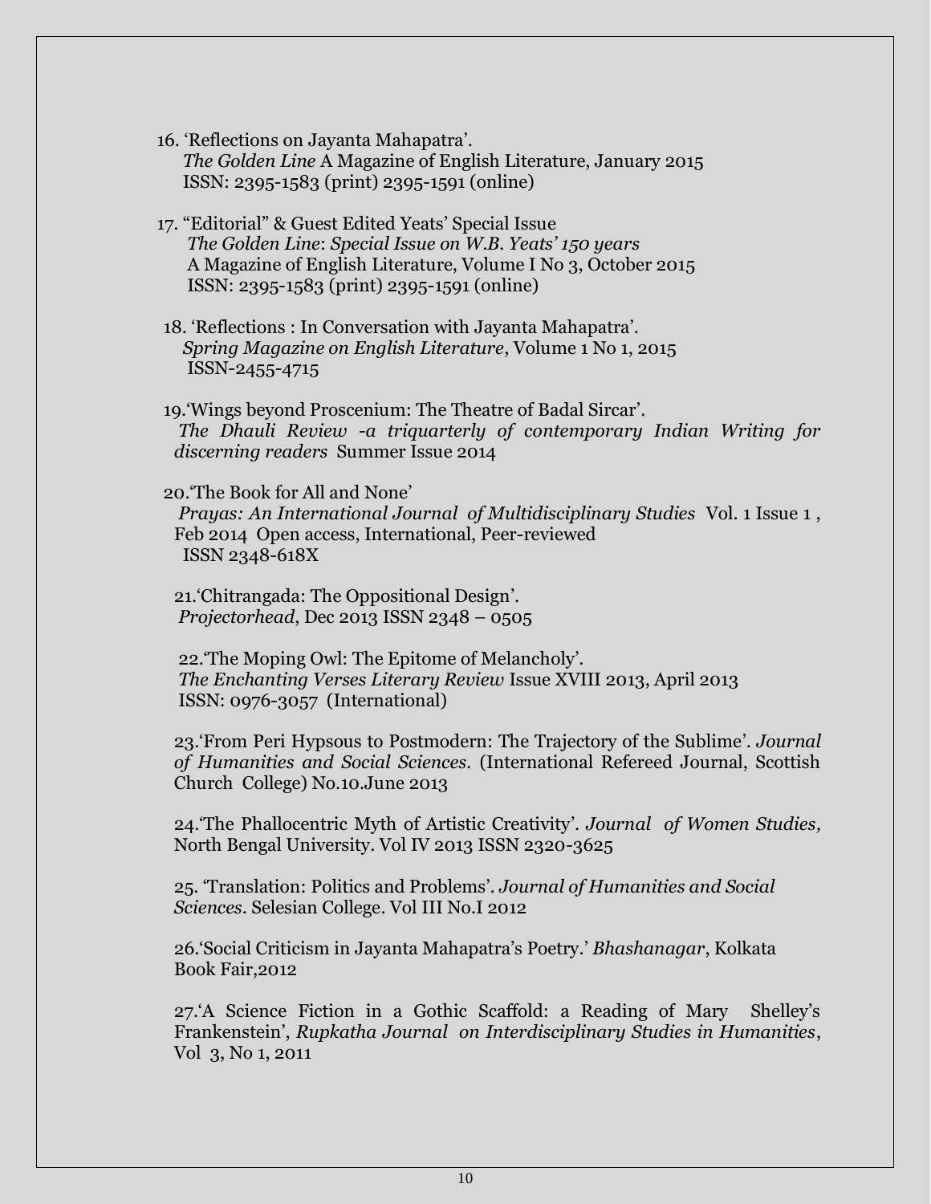16. 'Reflections on Jayanta Mahapatra'.
    *The Golden Line* A Magazine of English Literature, January 2015
    ISSN: 2395-1583 (print) 2395-1591 (online)

17. "Editorial" & Guest Edited Yeats' Special Issue
    *The Golden Line*: *Special Issue on W.B. Yeats' 150 years*
    A Magazine of English Literature, Volume I No 3, October 2015
    ISSN: 2395-1583 (print) 2395-1591 (online)

18. 'Reflections : In Conversation with Jayanta Mahapatra'.
    *Spring Magazine on English Literature*, Volume 1 No 1, 2015
    ISSN-2455-4715

19. 'Wings beyond Proscenium: The Theatre of Badal Sircar'.
    *The Dhauli Review -a triquarterly of contemporary Indian Writing for discerning readers* Summer Issue 2014

20. 'The Book for All and None'
    *Prayas: An International Journal of Multidisciplinary Studies* Vol. 1 Issue 1 , Feb 2014 Open access, International, Peer-reviewed
    ISSN 2348-618X

21. 'Chitrangada: The Oppositional Design'.
    *Projectorhead*, Dec 2013 ISSN 2348 – 0505

22. 'The Moping Owl: The Epitome of Melancholy'.
    *The Enchanting Verses Literary Review* Issue XVIII 2013, April 2013
    ISSN: 0976-3057 (International)

23. 'From Peri Hypsous to Postmodern: The Trajectory of the Sublime'. *Journal of Humanities and Social Sciences*. (International Refereed Journal, Scottish Church College) No.10.June 2013

24. 'The Phallocentric Myth of Artistic Creativity'. *Journal of Women Studies,* North Bengal University. Vol IV 2013 ISSN 2320-3625

25. 'Translation: Politics and Problems'. *Journal of Humanities and Social Sciences*. Selesian College. Vol III No.I 2012

26. 'Social Criticism in Jayanta Mahapatra's Poetry.' *Bhashanagar*, Kolkata Book Fair,2012

27. 'A Science Fiction in a Gothic Scaffold: a Reading of Mary Shelley's Frankenstein', *Rupkatha Journal on Interdisciplinary Studies in Humanities*, Vol 3, No 1, 2011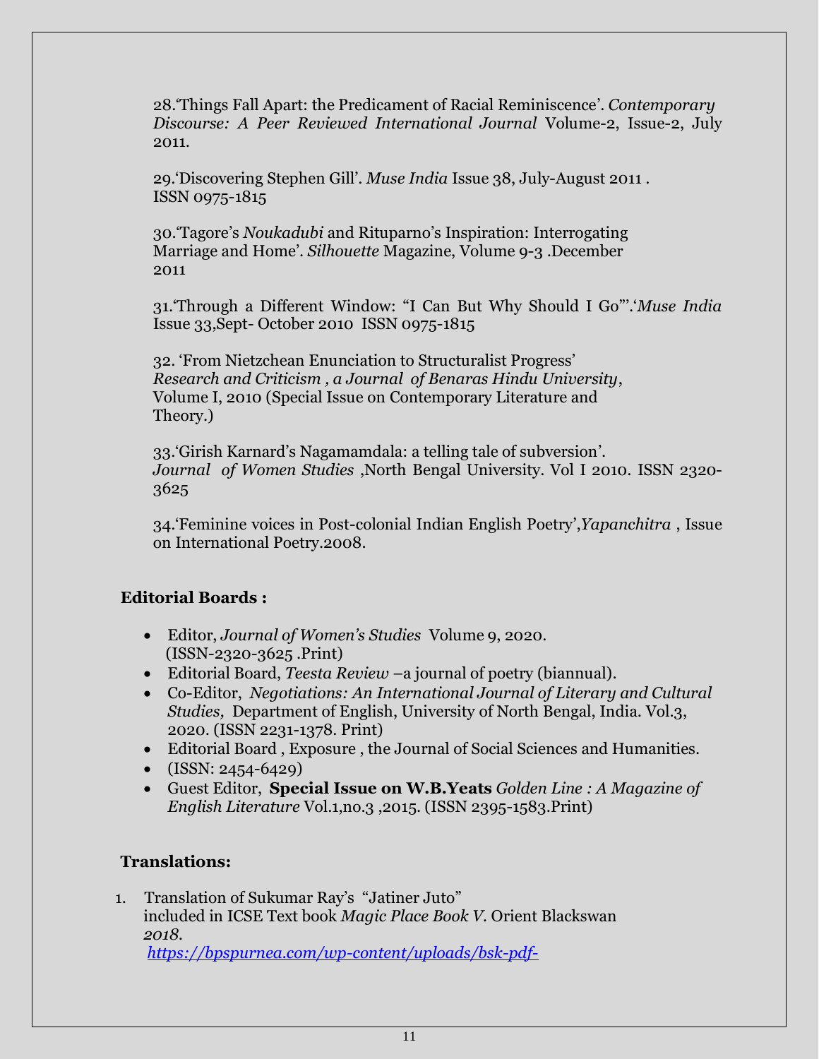28.‘Things Fall Apart: the Predicament of Racial Reminiscence’. *Contemporary Discourse: A Peer Reviewed International Journal* Volume-2, Issue-2, July 2011.

29.‘Discovering Stephen Gill’. *Muse India* Issue 38, July-August 2011 . ISSN 0975-1815

30.‘Tagore’s *Noukadubi* and Rituparno’s Inspiration: Interrogating Marriage and Home’. *Silhouette* Magazine, Volume 9-3 .December 2011

31.‘Through a Different Window: “I Can But Why Should I Go”’.‘*Muse India* Issue 33,Sept- October 2010 ISSN 0975-1815

32. ‘From Nietzchean Enunciation to Structuralist Progress’ *Research and Criticism , a Journal of Benaras Hindu University*, Volume I, 2010 (Special Issue on Contemporary Literature and Theory.)

33.‘Girish Karnard’s Nagamamdala: a telling tale of subversion’. *Journal of Women Studies* ,North Bengal University. Vol I 2010. ISSN 2320-3625

34.‘Feminine voices in Post-colonial Indian English Poetry’,*Yapanchitra* , Issue on International Poetry.2008.

## Editorial Boards :

- Editor, *Journal of Women’s Studies* Volume 9, 2020. (ISSN-2320-3625 .Print)
- Editorial Board, *Teesta Review* –a journal of poetry (biannual).
- Co-Editor, *Negotiations: An International Journal of Literary and Cultural Studies,* Department of English, University of North Bengal, India. Vol.3, 2020. (ISSN 2231-1378. Print)
- Editorial Board , Exposure , the Journal of Social Sciences and Humanities.
- (ISSN: 2454-6429)
- Guest Editor, **Special Issue on W.B.Yeats** *Golden Line : A Magazine of English Literature* Vol.1,no.3 ,2015. (ISSN 2395-1583.Print)

## Translations:

1. Translation of Sukumar Ray’s “Jatiner Juto” included in ICSE Text book *Magic Place Book V*. Orient Blackswan *2018*.
   *https://bpspurnea.com/wp-content/uploads/bsk-pdf-*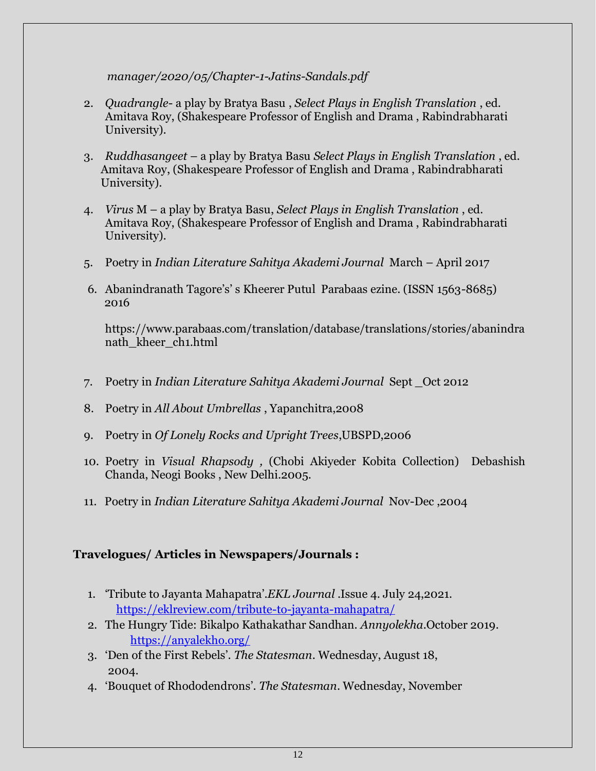*manager/2020/05/Chapter-1-Jatins-Sandals.pdf*

2. *Quadrangle*- a play by Bratya Basu , *Select Plays in English Translation* , ed. Amitava Roy, (Shakespeare Professor of English and Drama , Rabindrabharati University).

3. *Ruddhasangeet* – a play by Bratya Basu *Select Plays in English Translation* , ed. Amitava Roy, (Shakespeare Professor of English and Drama , Rabindrabharati University).

4. *Virus* M – a play by Bratya Basu, *Select Plays in English Translation* , ed. Amitava Roy, (Shakespeare Professor of English and Drama , Rabindrabharati University).

5. Poetry in *Indian Literature Sahitya Akademi Journal* March – April 2017

6. Abanindranath Tagore's' s Kheerer Putul Parabaas ezine. (ISSN 1563-8685) 2016

   https://www.parabaas.com/translation/database/translations/stories/abanindranath_kheer_ch1.html

7. Poetry in *Indian Literature Sahitya Akademi Journal* Sept _Oct 2012

8. Poetry in *All About Umbrellas* , Yapanchitra,2008

9. Poetry in *Of Lonely Rocks and Upright Trees*,UBSPD,2006

10. Poetry in *Visual Rhapsody ,* (Chobi Akiyeder Kobita Collection) Debashish Chanda, Neogi Books , New Delhi.2005.

11. Poetry in *Indian Literature Sahitya Akademi Journal* Nov-Dec ,2004

**Travelogues/ Articles in Newspapers/Journals :**

1. 'Tribute to Jayanta Mahapatra'.*EKL Journal* .Issue 4. July 24,2021. https://eklreview.com/tribute-to-jayanta-mahapatra/
2. The Hungry Tide: Bikalpo Kathakathar Sandhan. *Annyolekha*.October 2019. https://anyalekho.org/
3. 'Den of the First Rebels'. *The Statesman*. Wednesday, August 18, 2004.
4. 'Bouquet of Rhododendrons'. *The Statesman*. Wednesday, November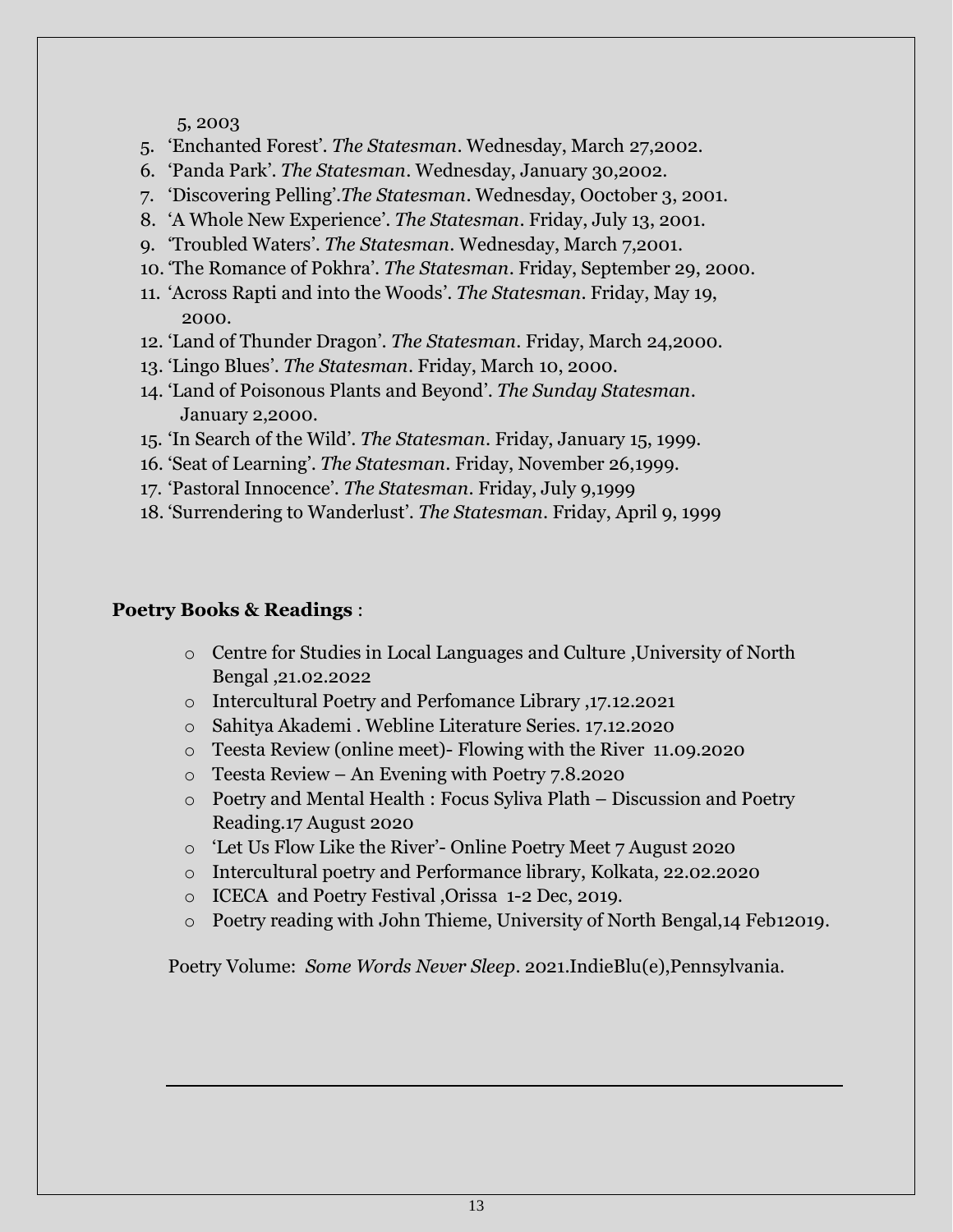5, 2003

5. 'Enchanted Forest'. *The Statesman*. Wednesday, March 27,2002.
6. 'Panda Park'. *The Statesman*. Wednesday, January 30,2002.
7. 'Discovering Pelling'.*The Statesman*. Wednesday, Ooctober 3, 2001.
8. 'A Whole New Experience'. *The Statesman*. Friday, July 13, 2001.
9. 'Troubled Waters'. *The Statesman*. Wednesday, March 7,2001.
10. 'The Romance of Pokhra'. *The Statesman*. Friday, September 29, 2000.
11. 'Across Rapti and into the Woods'. *The Statesman*. Friday, May 19, 2000.
12. 'Land of Thunder Dragon'. *The Statesman*. Friday, March 24,2000.
13. 'Lingo Blues'. *The Statesman*. Friday, March 10, 2000.
14. 'Land of Poisonous Plants and Beyond'. *The Sunday Statesman*. January 2,2000.
15. 'In Search of the Wild'. *The Statesman*. Friday, January 15, 1999.
16. 'Seat of Learning'. *The Statesman*. Friday, November 26,1999.
17. 'Pastoral Innocence'. *The Statesman*. Friday, July 9,1999
18. 'Surrendering to Wanderlust'. *The Statesman*. Friday, April 9, 1999

**Poetry Books & Readings** :

- Centre for Studies in Local Languages and Culture ,University of North Bengal ,21.02.2022
- Intercultural Poetry and Perfomance Library ,17.12.2021
- Sahitya Akademi . Webline Literature Series. 17.12.2020
- Teesta Review (online meet)- Flowing with the River 11.09.2020
- Teesta Review – An Evening with Poetry 7.8.2020
- Poetry and Mental Health : Focus Syliva Plath – Discussion and Poetry Reading.17 August 2020
- 'Let Us Flow Like the River'- Online Poetry Meet 7 August 2020
- Intercultural poetry and Performance library, Kolkata, 22.02.2020
- ICECA and Poetry Festival ,Orissa 1-2 Dec, 2019.
- Poetry reading with John Thieme, University of North Bengal,14 Feb12019.

Poetry Volume: *Some Words Never Sleep*. 2021.IndieBlu(e),Pennsylvania.